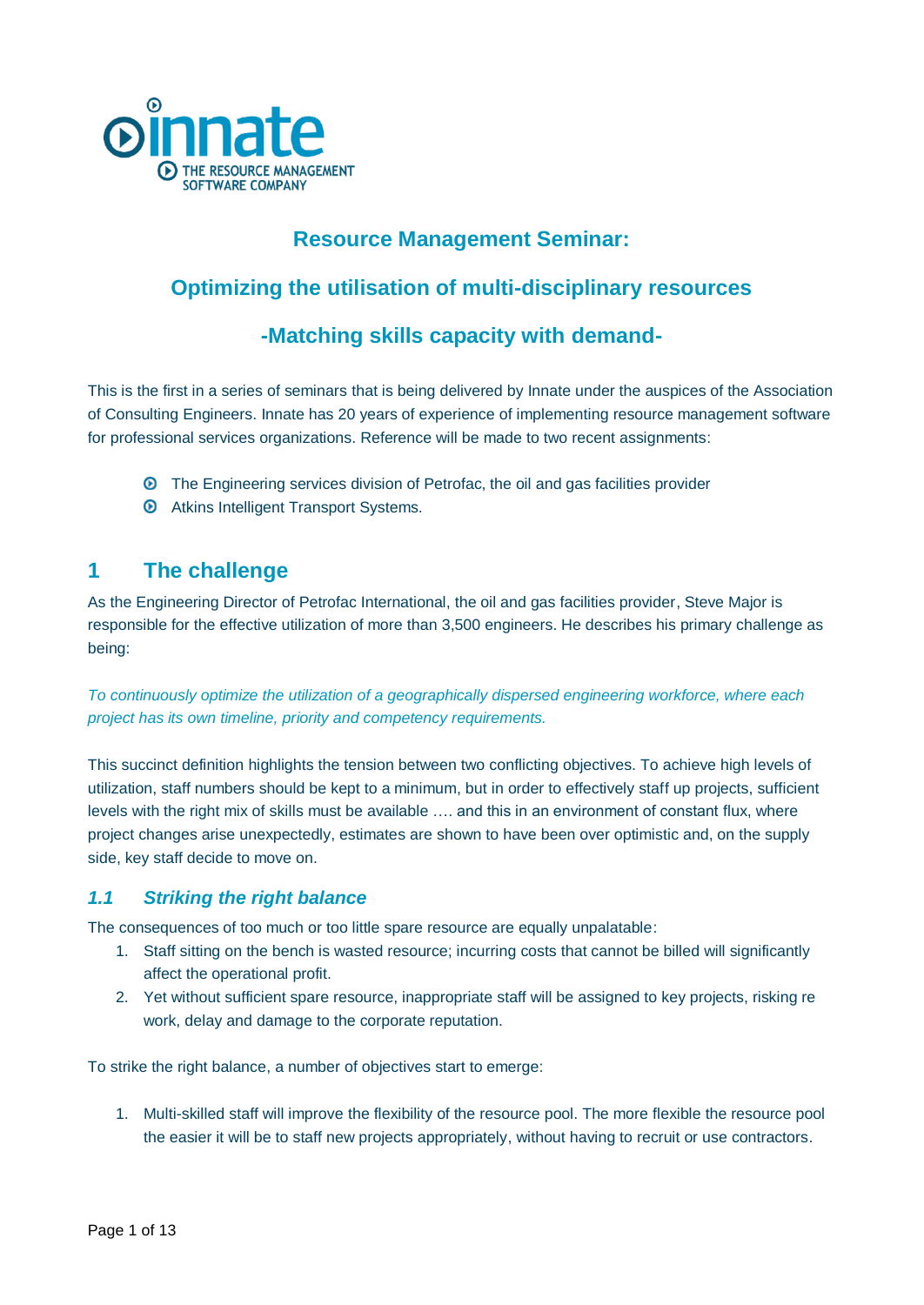innate
THE RESOURCE MANAGEMENT SOFTWARE COMPANY

# Resource Management Seminar:

# Optimizing the utilisation of multi-disciplinary resources

# -Matching skills capacity with demand-

This is the first in a series of seminars that is being delivered by Innate under the auspices of the Association of Consulting Engineers. Innate has 20 years of experience of implementing resource management software for professional services organizations. Reference will be made to two recent assignments:

- The Engineering services division of Petrofac, the oil and gas facilities provider
- Atkins Intelligent Transport Systems.

## 1 The challenge

As the Engineering Director of Petrofac International, the oil and gas facilities provider, Steve Major is responsible for the effective utilization of more than 3,500 engineers. He describes his primary challenge as being:

*To continuously optimize the utilization of a geographically dispersed engineering workforce, where each project has its own timeline, priority and competency requirements.*

This succinct definition highlights the tension between two conflicting objectives. To achieve high levels of utilization, staff numbers should be kept to a minimum, but in order to effectively staff up projects, sufficient levels with the right mix of skills must be available …. and this in an environment of constant flux, where project changes arise unexpectedly, estimates are shown to have been over optimistic and, on the supply side, key staff decide to move on.

### *1.1 Striking the right balance*

The consequences of too much or too little spare resource are equally unpalatable:

1. Staff sitting on the bench is wasted resource; incurring costs that cannot be billed will significantly affect the operational profit.
2. Yet without sufficient spare resource, inappropriate staff will be assigned to key projects, risking re work, delay and damage to the corporate reputation.

To strike the right balance, a number of objectives start to emerge:

1. Multi-skilled staff will improve the flexibility of the resource pool. The more flexible the resource pool the easier it will be to staff new projects appropriately, without having to recruit or use contractors.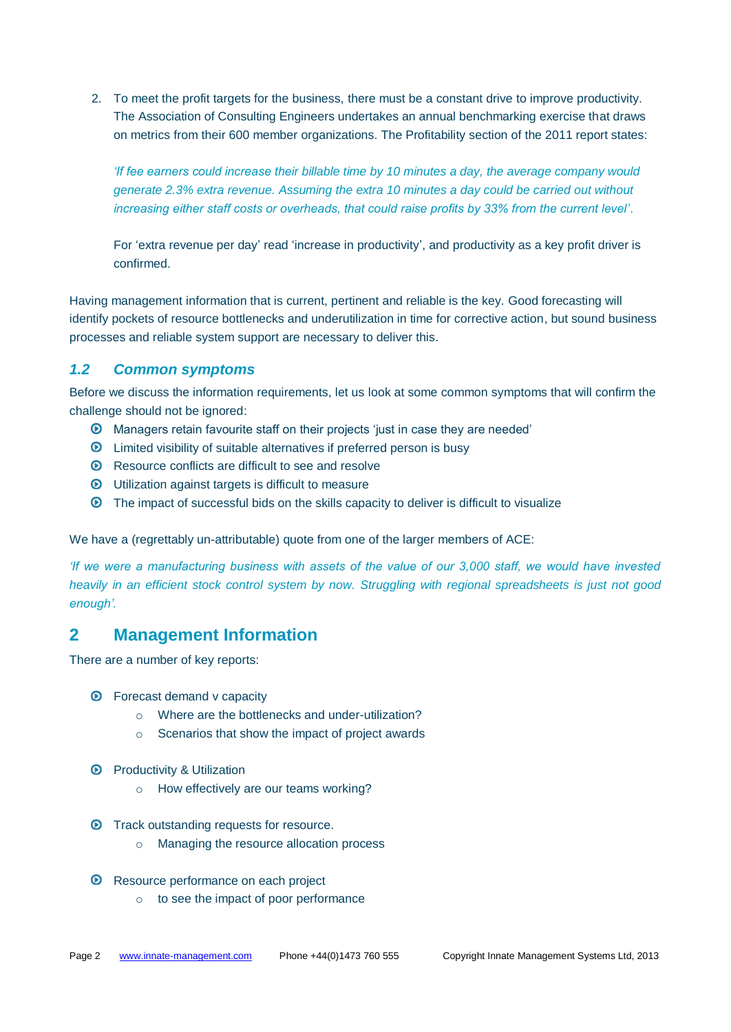2. To meet the profit targets for the business, there must be a constant drive to improve productivity. The Association of Consulting Engineers undertakes an annual benchmarking exercise that draws on metrics from their 600 member organizations. The Profitability section of the 2011 report states:

   *'If fee earners could increase their billable time by 10 minutes a day, the average company would generate 2.3% extra revenue. Assuming the extra 10 minutes a day could be carried out without increasing either staff costs or overheads, that could raise profits by 33% from the current level'.*

   For 'extra revenue per day' read 'increase in productivity', and productivity as a key profit driver is confirmed.

Having management information that is current, pertinent and reliable is the key. Good forecasting will identify pockets of resource bottlenecks and underutilization in time for corrective action, but sound business processes and reliable system support are necessary to deliver this.

### *1.2 Common symptoms*

Before we discuss the information requirements, let us look at some common symptoms that will confirm the challenge should not be ignored:

- Managers retain favourite staff on their projects 'just in case they are needed'
- Limited visibility of suitable alternatives if preferred person is busy
- Resource conflicts are difficult to see and resolve
- Utilization against targets is difficult to measure
- The impact of successful bids on the skills capacity to deliver is difficult to visualize

We have a (regrettably un-attributable) quote from one of the larger members of ACE:

*'If we were a manufacturing business with assets of the value of our 3,000 staff, we would have invested heavily in an efficient stock control system by now. Struggling with regional spreadsheets is just not good enough'.*

## 2 Management Information

There are a number of key reports:

- Forecast demand v capacity
  - Where are the bottlenecks and under-utilization?
  - Scenarios that show the impact of project awards
- Productivity & Utilization
  - How effectively are our teams working?
- Track outstanding requests for resource.
  - Managing the resource allocation process
- Resource performance on each project
  - to see the impact of poor performance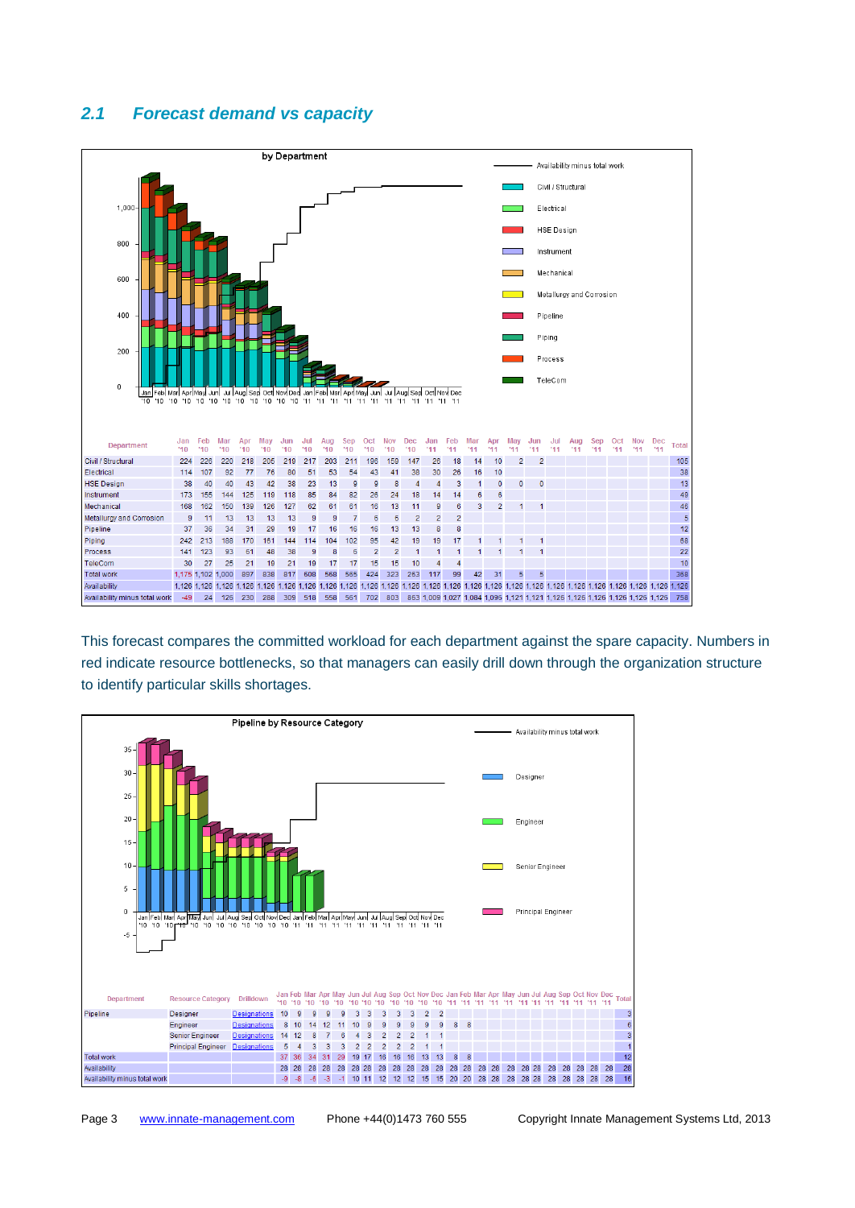## 2.1 Forecast demand vs capacity

**by Department**

| Department | Jan '10 | Feb '10 | Mar '10 | Apr '10 | May '10 | Jun '10 | Jul '10 | Aug '10 | Sep '10 | Oct '10 | Nov '10 | Dec '10 | Jan '11 | Feb '11 | Mar '11 | Apr '11 | May '11 | Jun '11 | Jul '11 | Aug '11 | Sep '11 | Oct '11 | Nov '11 | Dec '11 | Total |
|---|---|---|---|---|---|---|---|---|---|---|---|---|---|---|---|---|---|---|---|---|---|---|---|---|---|
| Civil / Structural | 224 | 228 | 220 | 218 | 205 | 210 | 217 | 203 | 211 | 196 | 159 | 147 | 26 | 18 | 14 | 10 | 2 | 2 | | | | | | | 105 |
| Electrical | 114 | 107 | 92 | 77 | 76 | 80 | 51 | 53 | 54 | 43 | 41 | 38 | 30 | 26 | 16 | 10 | | | | | | | | | 38 |
| HSE Design | 38 | 40 | 40 | 43 | 42 | 38 | 23 | 13 | 9 | 9 | 8 | 4 | 4 | 3 | 1 | 0 | 0 | 0 | | | | | | | 13 |
| Instrument | 173 | 155 | 144 | 125 | 119 | 118 | 85 | 84 | 82 | 26 | 24 | 18 | 14 | 14 | 6 | 6 | | | | | | | | | 49 |
| Mechanical | 168 | 162 | 150 | 139 | 126 | 127 | 62 | 61 | 61 | 16 | 13 | 11 | 9 | 6 | 3 | 2 | 1 | 1 | | | | | | | 46 |
| Metallurgy and Corrosion | 9 | 11 | 13 | 13 | 13 | 13 | 9 | 9 | 7 | 6 | 5 | 2 | 2 | 2 | | | | | | | | | | | 5 |
| Pipeline | 37 | 36 | 34 | 31 | 29 | 19 | 17 | 16 | 16 | 16 | 13 | 13 | 8 | 8 | | | | | | | | | | | 12 |
| Piping | 242 | 213 | 188 | 170 | 151 | 144 | 114 | 104 | 102 | 95 | 42 | 19 | 19 | 17 | 1 | 1 | 1 | 1 | | | | | | | 68 |
| Process | 141 | 123 | 93 | 61 | 48 | 36 | 9 | 8 | 6 | 2 | 2 | 1 | 1 | 1 | 1 | 1 | 1 | 1 | | | | | | | 22 |
| TeleCom | 30 | 27 | 25 | 21 | 19 | 21 | 19 | 17 | 17 | 15 | 15 | 10 | 4 | 4 | | | | | | | | | | | 10 |
| Total work | 1,175 | 1,102 | 1,000 | 897 | 838 | 817 | 608 | 568 | 565 | 424 | 323 | 263 | 117 | 99 | 42 | 31 | 5 | 5 | | | | | | | 368 |
| Availability | 1,126 | 1,126 | 1,126 | 1,126 | 1,126 | 1,126 | 1,126 | 1,126 | 1,126 | 1,126 | 1,126 | 1,126 | 1,126 | 1,126 | 1,126 | 1,126 | 1,126 | 1,126 | 1,126 | 1,126 | 1,126 | 1,126 | 1,126 | 1,126 | 1,126 |
| Availability minus total work | -49 | 24 | 126 | 230 | 288 | 309 | 518 | 558 | 561 | 702 | 803 | 863 | 1,009 | 1,027 | 1,084 | 1,095 | 1,121 | 1,121 | 1,126 | 1,126 | 1,126 | 1,126 | 1,126 | 1,126 | 758 |

This forecast compares the committed workload for each department against the spare capacity. Numbers in red indicate resource bottlenecks, so that managers can easily drill down through the organization structure to identify particular skills shortages.

**Pipeline by Resource Category**

| Department | Resource Category | Drilldown | Jan '10 | Feb '10 | Mar '10 | Apr '10 | May '10 | Jun '10 | Jul '10 | Aug '10 | Sep '10 | Oct '10 | Nov '10 | Dec '10 | Jan '11 | Feb '11 | Mar '11 | Apr '11 | May '11 | Jun '11 | Jul '11 | Aug '11 | Sep '11 | Oct '11 | Nov '11 | Dec '11 | Total |
|---|---|---|---|---|---|---|---|---|---|---|---|---|---|---|---|---|---|---|---|---|---|---|---|---|---|---|---|
| Pipeline | Designer | Designations | 10 | 9 | 9 | 9 | 9 | 3 | 3 | 3 | 3 | 3 | 2 | 2 | | | | | | | | | | | | | 3 |
| | Engineer | Designations | 8 | 10 | 14 | 12 | 11 | 10 | 9 | 9 | 9 | 9 | 9 | 9 | 8 | 8 | | | | | | | | | | | 6 |
| | Senior Engineer | Designations | 14 | 12 | 8 | 7 | 6 | 4 | 3 | 2 | 2 | 2 | 1 | 1 | | | | | | | | | | | | | 3 |
| | Principal Engineer | Designations | 5 | 4 | 3 | 3 | 3 | 2 | 2 | 2 | 2 | 2 | 1 | 1 | | | | | | | | | | | | | 1 |
| Total work | | | 37 | 36 | 34 | 31 | 29 | 19 | 17 | 16 | 16 | 16 | 13 | 13 | 8 | 8 | | | | | | | | | | | 12 |
| Availability | | | 28 | 28 | 28 | 28 | 28 | 28 | 28 | 28 | 28 | 28 | 28 | 28 | 28 | 28 | 28 | 28 | 28 | 28 | 28 | 28 | 28 | 28 | 28 | 28 | 28 |
| Availability minus total work | | | -9 | -8 | -6 | -3 | -1 | 10 | 11 | 12 | 12 | 12 | 15 | 15 | 20 | 20 | 28 | 28 | 28 | 28 | 28 | 28 | 28 | 28 | 28 | 28 | 16 |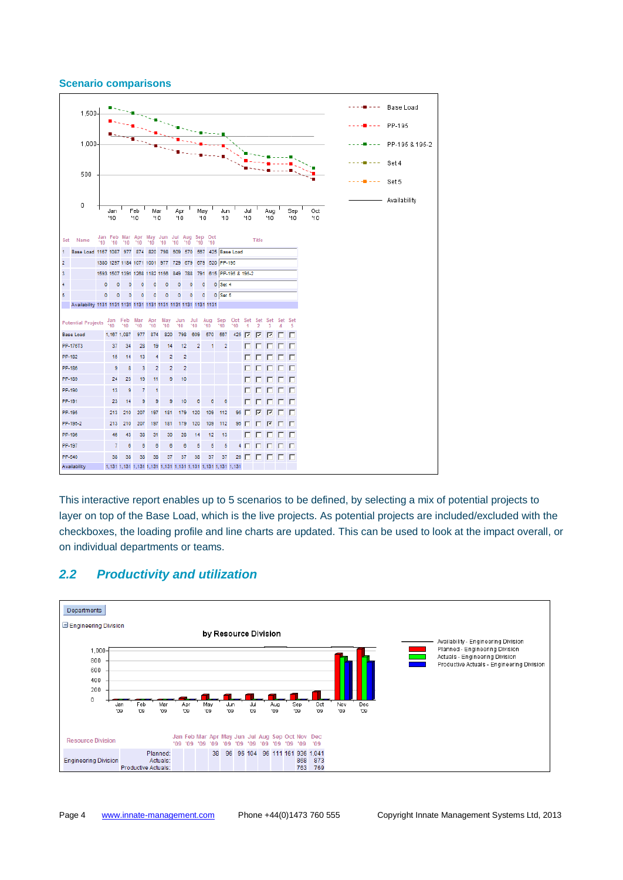### Scenario comparisons

| Set | Name | Jan '10 | Feb '10 | Mar '10 | Apr '10 | May '10 | Jun '10 | Jul '10 | Aug '10 | Sep '10 | Oct '10 | Title |
|---|---|---|---|---|---|---|---|---|---|---|---|---|
| 1 | Base Load | 1167 | 1087 | 977 | 874 | 820 | 798 | 609 | 570 | 587 | 425 | Base Load |
| 2 | | 1380 | 1257 | 1184 | 1071 | 1001 | 977 | 729 | 679 | 679 | 520 | PP-195 |
| 3 | | 1593 | 1507 | 1391 | 1268 | 1182 | 1156 | 849 | 788 | 791 | 615 | PP-195 & 195-2 |
| 4 | | 0 | 0 | 0 | 0 | 0 | 0 | 0 | 0 | 0 | 0 | Set 4 |
| 5 | | 0 | 0 | 0 | 0 | 0 | 0 | 0 | 0 | 0 | 0 | Set 5 |
| | Availability | 1131 | 1131 | 1131 | 1131 | 1131 | 1131 | 1131 | 1131 | 1131 | 1131 | |

| Potential Projects | Jan '10 | Feb '10 | Mar '10 | Apr '10 | May '10 | Jun '10 | Jul '10 | Aug '10 | Sep '10 | Oct '10 | Set 1 | Set 2 | Set 3 | Set 4 | Set 5 |
|---|---|---|---|---|---|---|---|---|---|---|---|---|---|---|---|
| Base Load | 1,167 | 1,087 | 977 | 874 | 820 | 798 | 609 | 570 | 587 | 425 | ☑ | ☑ | ☑ | ☐ | ☐ |
| PP-176T3 | 37 | 34 | 28 | 19 | 14 | 12 | 2 | 1 | 2 | | ☐ | ☐ | ☐ | ☐ | ☐ |
| PP-182 | 15 | 14 | 13 | 4 | 2 | 2 | | | | | ☐ | ☐ | ☐ | ☐ | ☐ |
| PP-186 | 9 | 8 | 3 | 2 | 2 | 2 | | | | | ☐ | ☐ | ☐ | ☐ | ☐ |
| PP-189 | 24 | 23 | 19 | 11 | 9 | 10 | | | | | ☐ | ☐ | ☐ | ☐ | ☐ |
| PP-190 | 13 | 9 | 7 | 1 | | | | | | | ☐ | ☐ | ☐ | ☐ | ☐ |
| PP-191 | 23 | 14 | 9 | 9 | 9 | 10 | 6 | 6 | 6 | | ☐ | ☐ | ☐ | ☐ | ☐ |
| PP-195 | 213 | 210 | 207 | 197 | 181 | 179 | 120 | 109 | 112 | 95 | ☐ | ☑ | ☑ | ☐ | ☐ |
| PP-195-2 | 213 | 210 | 207 | 197 | 181 | 179 | 120 | 109 | 112 | 95 | ☐ | ☐ | ☑ | ☐ | ☐ |
| PP-196 | 46 | 43 | 38 | 31 | 30 | 28 | 14 | 12 | 13 | | ☐ | ☐ | ☐ | ☐ | ☐ |
| PP-197 | 7 | 6 | 5 | 6 | 6 | 6 | 5 | 5 | 5 | 4 | ☐ | ☐ | ☐ | ☐ | ☐ |
| PP-540 | 38 | 38 | 38 | 38 | 37 | 37 | 38 | 37 | 37 | 28 | ☐ | ☐ | ☐ | ☐ | ☐ |
| Availability | 1,131 | 1,131 | 1,131 | 1,131 | 1,131 | 1,131 | 1,131 | 1,131 | 1,131 | 1,131 | | | | | |

This interactive report enables up to 5 scenarios to be defined, by selecting a mix of potential projects to layer on top of the Base Load, which is the live projects. As potential projects are included/excluded with the checkboxes, the loading profile and line charts are updated. This can be used to look at the impact overall, or on individual departments or teams.

## 2.2 *Productivity and utilization*

Departments

Engineering Division

**by Resource Division**

| Resource Division | | Jan '09 | Feb '09 | Mar '09 | Apr '09 | May '09 | Jun '09 | Jul '09 | Aug '09 | Sep '09 | Oct '09 | Nov '09 | Dec '09 |
|---|---|---|---|---|---|---|---|---|---|---|---|---|---|
| Engineering Division | Planned: | | | | 38 | 96 | 96 | 104 | 96 | 111 | 161 | 936 | 1,041 |
| | Actuals: | | | | | | | | | | | 868 | 873 |
| | Productive Actuals: | | | | | | | | | | | 763 | 769 |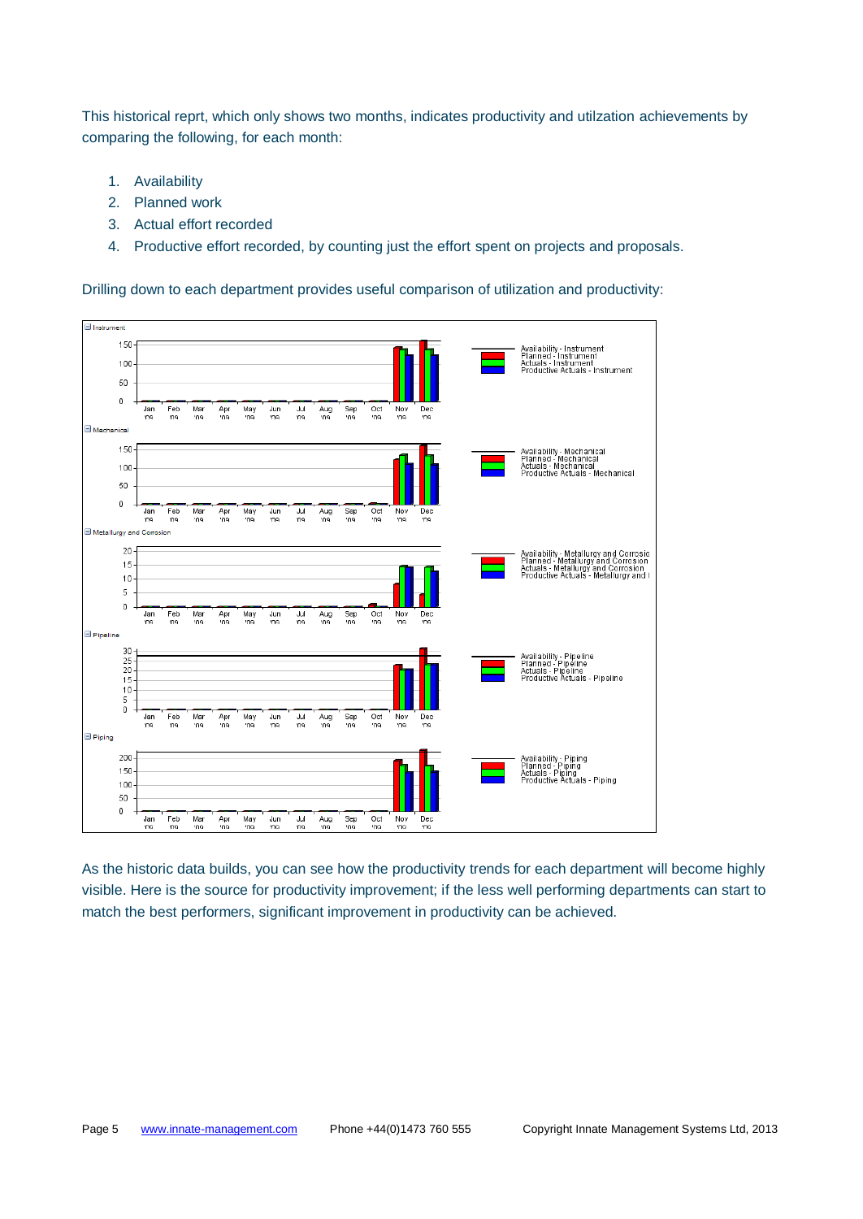This historical reprt, which only shows two months, indicates productivity and utilzation achievements by comparing the following, for each month:

1. Availability
2. Planned work
3. Actual effort recorded
4. Productive effort recorded, by counting just the effort spent on projects and proposals.

Drilling down to each department provides useful comparison of utilization and productivity:

As the historic data builds, you can see how the productivity trends for each department will become highly visible. Here is the source for productivity improvement; if the less well performing departments can start to match the best performers, significant improvement in productivity can be achieved.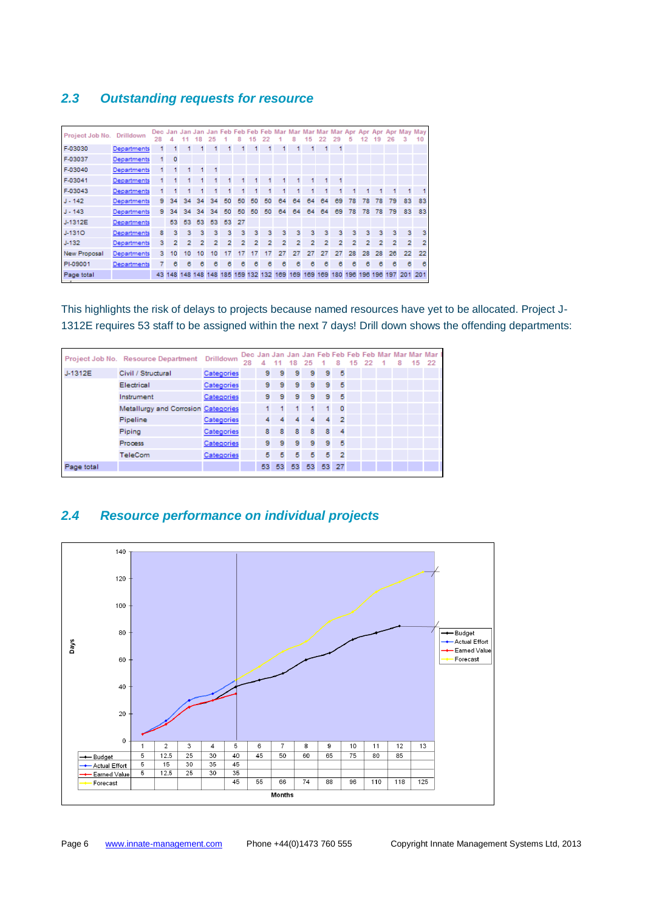## 2.3 Outstanding requests for resource

| Project Job No. | Drilldown | Dec 28 | Jan 4 | Jan 11 | Jan 18 | Jan 25 | Feb 1 | Feb 8 | Feb 15 | Feb 22 | Mar 1 | Mar 8 | Mar 15 | Mar 22 | Mar 29 | Apr 5 | Apr 12 | Apr 19 | Apr 26 | May 3 | May 10 |
|---|---|---|---|---|---|---|---|---|---|---|---|---|---|---|---|---|---|---|---|---|---|
| F-03030 | Departments | 1 | 1 | 1 | 1 | 1 | 1 | 1 | 1 | 1 | 1 | 1 | 1 | 1 | 1 | | | | | | |
| F-03037 | Departments | 1 | 0 | | | | | | | | | | | | | | | | | | |
| F-03040 | Departments | 1 | 1 | 1 | 1 | 1 | | | | | | | | | | | | | | | |
| F-03041 | Departments | 1 | 1 | 1 | 1 | 1 | 1 | 1 | 1 | 1 | 1 | 1 | 1 | 1 | 1 | | | | | | |
| F-03043 | Departments | 1 | 1 | 1 | 1 | 1 | 1 | 1 | 1 | 1 | 1 | 1 | 1 | 1 | 1 | 1 | 1 | 1 | 1 | 1 | 1 |
| J - 142 | Departments | 9 | 34 | 34 | 34 | 34 | 50 | 50 | 50 | 50 | 64 | 64 | 64 | 64 | 69 | 78 | 78 | 78 | 79 | 83 | 83 |
| J - 143 | Departments | 9 | 34 | 34 | 34 | 34 | 50 | 50 | 50 | 50 | 64 | 64 | 64 | 64 | 69 | 78 | 78 | 78 | 79 | 83 | 83 |
| J-1312E | Departments | | 53 | 53 | 53 | 53 | 53 | 27 | | | | | | | | | | | | | |
| J-1310 | Departments | 8 | 3 | 3 | 3 | 3 | 3 | 3 | 3 | 3 | 3 | 3 | 3 | 3 | 3 | 3 | 3 | 3 | 3 | 3 | 3 |
| J-132 | Departments | 3 | 2 | 2 | 2 | 2 | 2 | 2 | 2 | 2 | 2 | 2 | 2 | 2 | 2 | 2 | 2 | 2 | 2 | 2 | 2 |
| New Proposal | Departments | 3 | 10 | 10 | 10 | 10 | 17 | 17 | 17 | 17 | 27 | 27 | 27 | 27 | 27 | 28 | 28 | 28 | 28 | 22 | 22 |
| PI-09001 | Departments | 7 | 6 | 6 | 6 | 6 | 6 | 6 | 6 | 6 | 6 | 6 | 6 | 6 | 6 | 6 | 6 | 6 | 6 | 6 | 6 |
| Page total | | 43 | 148 | 148 | 148 | 148 | 185 | 159 | 132 | 132 | 169 | 169 | 169 | 169 | 180 | 196 | 196 | 196 | 197 | 201 | 201 |

This highlights the risk of delays to projects because named resources have yet to be allocated. Project J-1312E requires 53 staff to be assigned within the next 7 days! Drill down shows the offending departments:

| Project Job No. | Resource Department | Drilldown | Dec 28 | Jan 4 | Jan 11 | Jan 18 | Jan 25 | Feb 1 | Feb 8 | Feb 15 | Feb 22 | Mar 1 | Mar 8 | Mar 15 | Mar 22 |
|---|---|---|---|---|---|---|---|---|---|---|---|---|---|---|---|
| J-1312E | Civil / Structural | Categories | | 9 | 9 | 9 | 9 | 9 | 5 | | | | | | |
| | Electrical | Categories | | 9 | 9 | 9 | 9 | 9 | 5 | | | | | | |
| | Instrument | Categories | | 9 | 9 | 9 | 9 | 9 | 5 | | | | | | |
| | Metallurgy and Corrosion | Categories | | 1 | 1 | 1 | 1 | 1 | 0 | | | | | | |
| | Pipeline | Categories | | 4 | 4 | 4 | 4 | 4 | 2 | | | | | | |
| | Piping | Categories | | 8 | 8 | 8 | 8 | 8 | 4 | | | | | | |
| | Process | Categories | | 9 | 9 | 9 | 9 | 9 | 5 | | | | | | |
| | TeleCom | Categories | | 5 | 5 | 5 | 5 | 5 | 2 | | | | | | |
| Page total | | | | 53 | 53 | 53 | 53 | 53 | 27 | | | | | | |

## 2.4 Resource performance on individual projects

| Months | 1 | 2 | 3 | 4 | 5 | 6 | 7 | 8 | 9 | 10 | 11 | 12 | 13 |
|---|---|---|---|---|---|---|---|---|---|---|---|---|---|
| Budget | 5 | 12.5 | 25 | 30 | 40 | 45 | 50 | 60 | 65 | 75 | 80 | 85 | |
| Actual Effort | 5 | 15 | 30 | 35 | 45 | | | | | | | | |
| Earned Value | 5 | 12.5 | 25 | 30 | 35 | | | | | | | | |
| Forecast | | | | | 45 | 55 | 66 | 74 | 88 | 96 | 110 | 118 | 125 |

Days

Months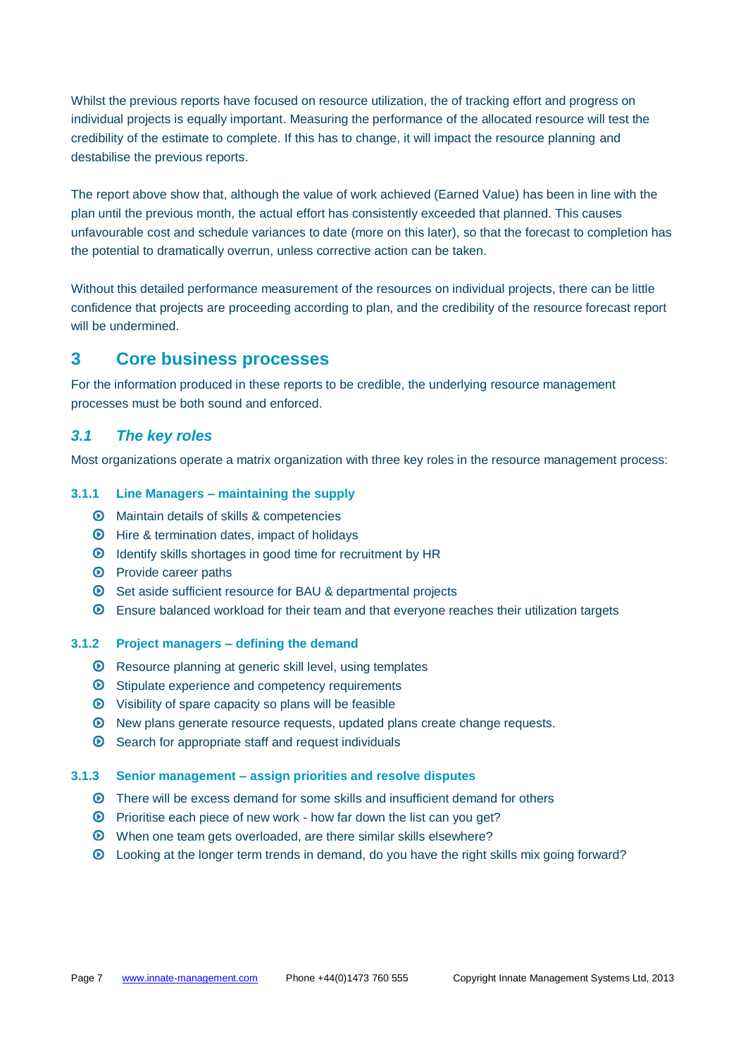Whilst the previous reports have focused on resource utilization, the of tracking effort and progress on individual projects is equally important. Measuring the performance of the allocated resource will test the credibility of the estimate to complete. If this has to change, it will impact the resource planning and destabilise the previous reports.

The report above show that, although the value of work achieved (Earned Value) has been in line with the plan until the previous month, the actual effort has consistently exceeded that planned. This causes unfavourable cost and schedule variances to date (more on this later), so that the forecast to completion has the potential to dramatically overrun, unless corrective action can be taken.

Without this detailed performance measurement of the resources on individual projects, there can be little confidence that projects are proceeding according to plan, and the credibility of the resource forecast report will be undermined.

# 3 Core business processes

For the information produced in these reports to be credible, the underlying resource management processes must be both sound and enforced.

## *3.1 The key roles*

Most organizations operate a matrix organization with three key roles in the resource management process:

### 3.1.1 Line Managers – maintaining the supply

- Maintain details of skills & competencies
- Hire & termination dates, impact of holidays
- Identify skills shortages in good time for recruitment by HR
- Provide career paths
- Set aside sufficient resource for BAU & departmental projects
- Ensure balanced workload for their team and that everyone reaches their utilization targets

### 3.1.2 Project managers – defining the demand

- Resource planning at generic skill level, using templates
- Stipulate experience and competency requirements
- Visibility of spare capacity so plans will be feasible
- New plans generate resource requests, updated plans create change requests.
- Search for appropriate staff and request individuals

### 3.1.3 Senior management – assign priorities and resolve disputes

- There will be excess demand for some skills and insufficient demand for others
- Prioritise each piece of new work - how far down the list can you get?
- When one team gets overloaded, are there similar skills elsewhere?
- Looking at the longer term trends in demand, do you have the right skills mix going forward?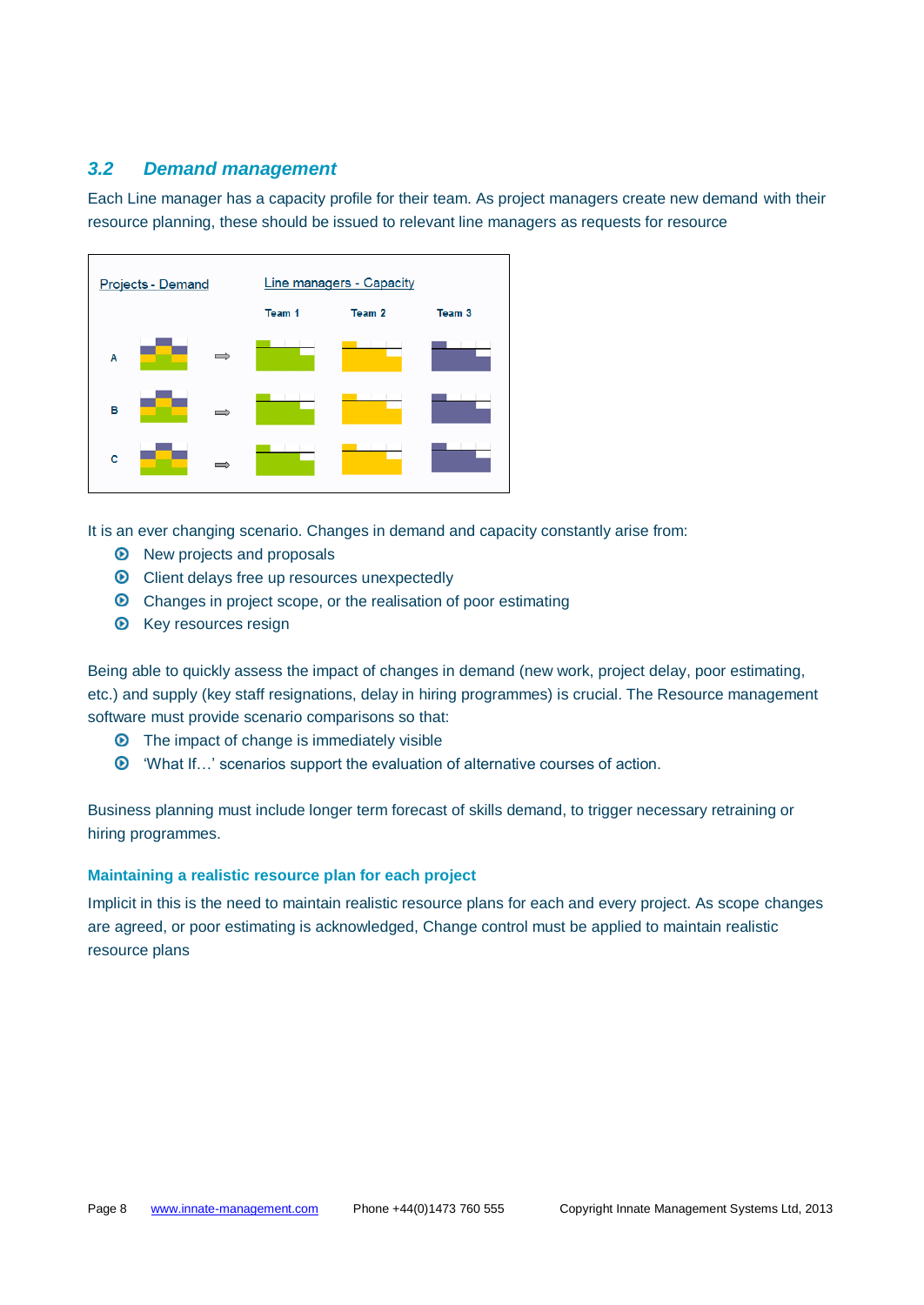## 3.2 *Demand management*

Each Line manager has a capacity profile for their team. As project managers create new demand with their resource planning, these should be issued to relevant line managers as requests for resource

Projects - Demand

Line managers - Capacity

Team 1 Team 2 Team 3

A

B

C

It is an ever changing scenario. Changes in demand and capacity constantly arise from:

- New projects and proposals
- Client delays free up resources unexpectedly
- Changes in project scope, or the realisation of poor estimating
- Key resources resign

Being able to quickly assess the impact of changes in demand (new work, project delay, poor estimating, etc.) and supply (key staff resignations, delay in hiring programmes) is crucial. The Resource management software must provide scenario comparisons so that:

- The impact of change is immediately visible
- 'What If…' scenarios support the evaluation of alternative courses of action.

Business planning must include longer term forecast of skills demand, to trigger necessary retraining or hiring programmes.

### Maintaining a realistic resource plan for each project

Implicit in this is the need to maintain realistic resource plans for each and every project. As scope changes are agreed, or poor estimating is acknowledged, Change control must be applied to maintain realistic resource plans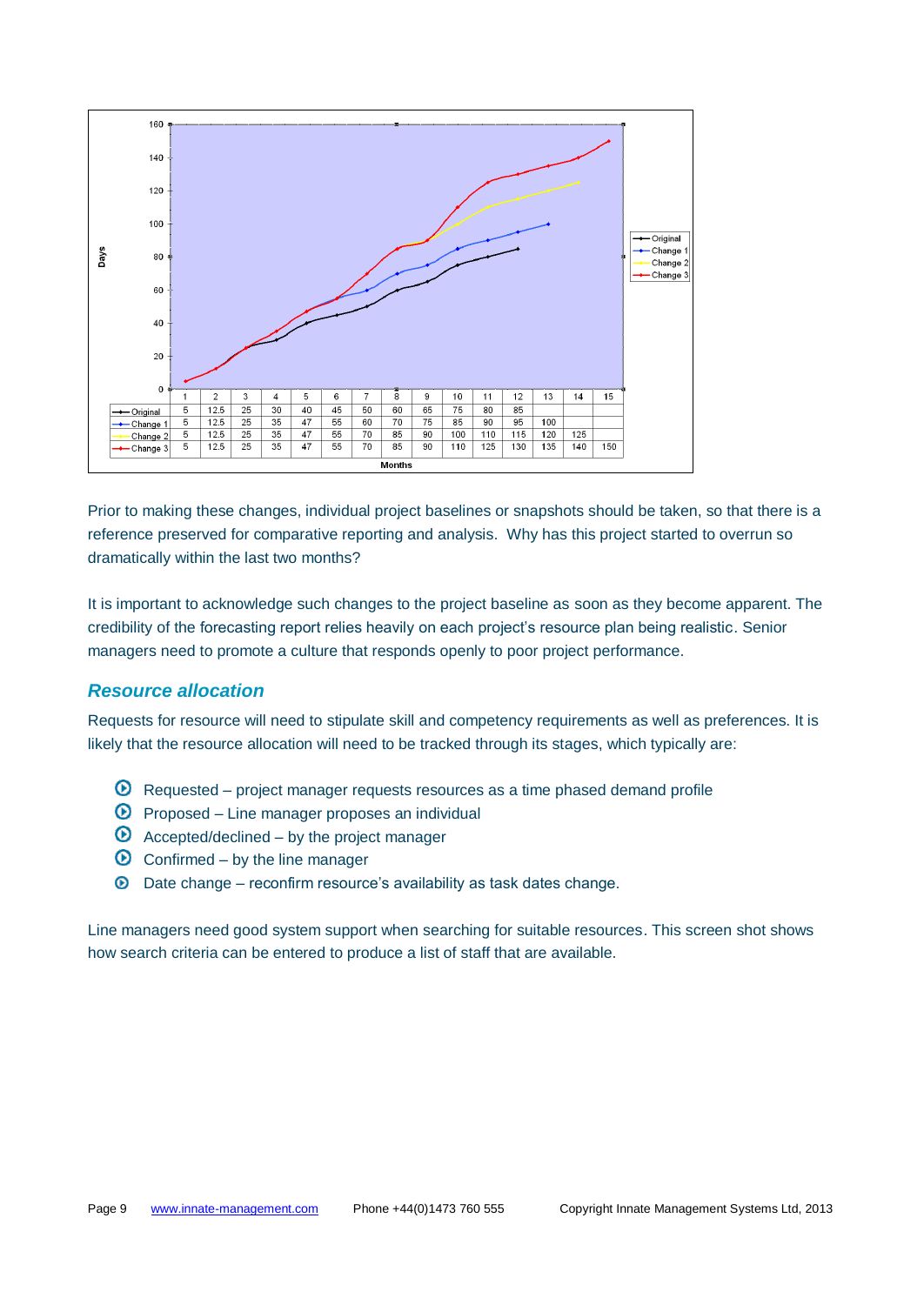| Months | 1 | 2 | 3 | 4 | 5 | 6 | 7 | 8 | 9 | 10 | 11 | 12 | 13 | 14 | 15 |
|---|---|---|---|---|---|---|---|---|---|---|---|---|---|---|---|
| Original | 5 | 12.5 | 25 | 30 | 40 | 45 | 50 | 60 | 65 | 75 | 80 | 85 | | | |
| Change 1 | 5 | 12.5 | 25 | 35 | 47 | 55 | 60 | 70 | 75 | 85 | 90 | 95 | 100 | | |
| Change 2 | 5 | 12.5 | 25 | 35 | 47 | 55 | 70 | 85 | 90 | 100 | 110 | 115 | 120 | 125 | |
| Change 3 | 5 | 12.5 | 25 | 35 | 47 | 55 | 70 | 85 | 90 | 110 | 125 | 130 | 135 | 140 | 150 |

Prior to making these changes, individual project baselines or snapshots should be taken, so that there is a reference preserved for comparative reporting and analysis. Why has this project started to overrun so dramatically within the last two months?

It is important to acknowledge such changes to the project baseline as soon as they become apparent. The credibility of the forecasting report relies heavily on each project's resource plan being realistic. Senior managers need to promote a culture that responds openly to poor project performance.

## *Resource allocation*

Requests for resource will need to stipulate skill and competency requirements as well as preferences. It is likely that the resource allocation will need to be tracked through its stages, which typically are:

- Requested – project manager requests resources as a time phased demand profile
- Proposed – Line manager proposes an individual
- Accepted/declined – by the project manager
- Confirmed – by the line manager
- Date change – reconfirm resource's availability as task dates change.

Line managers need good system support when searching for suitable resources. This screen shot shows how search criteria can be entered to produce a list of staff that are available.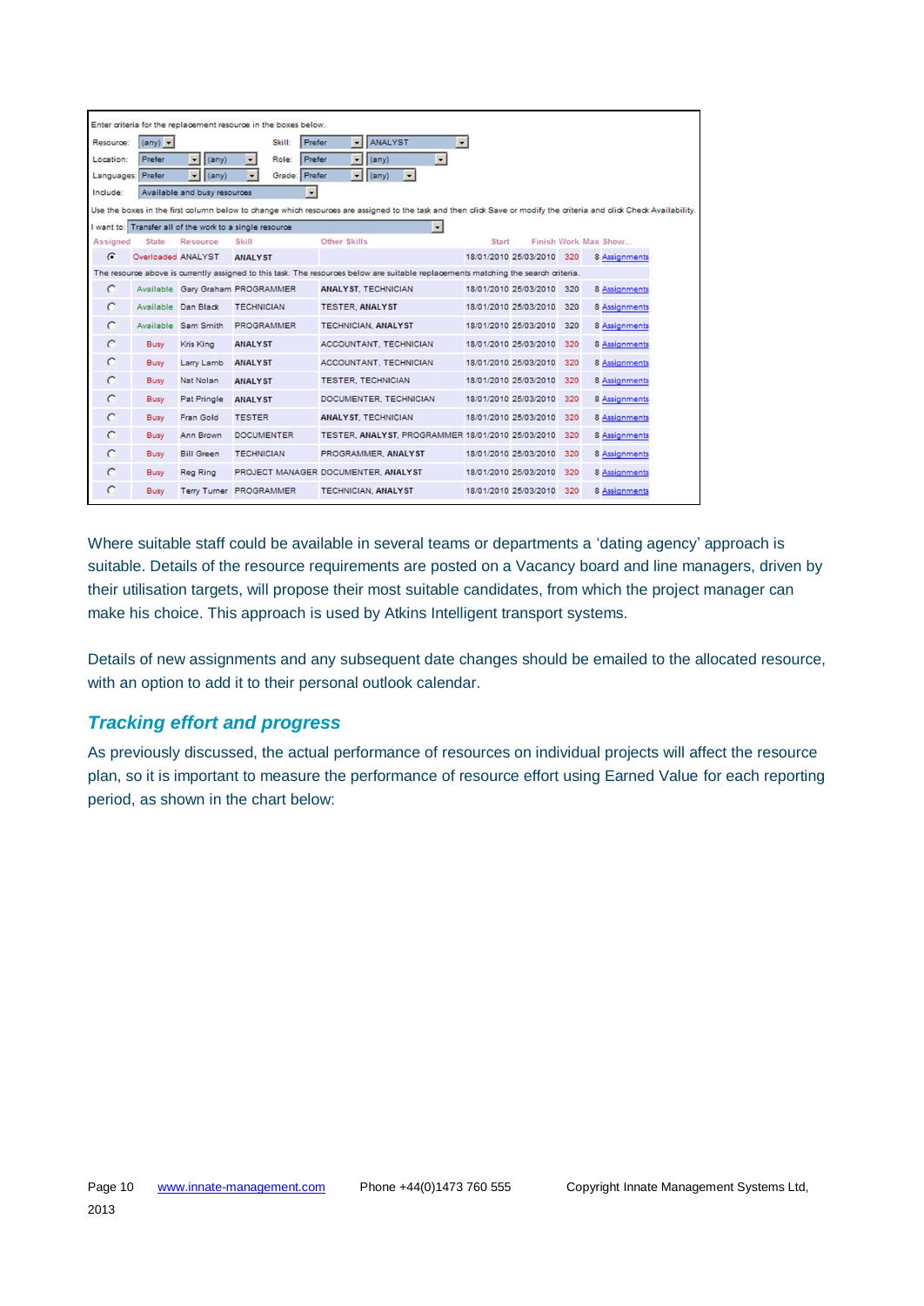Enter criteria for the replacement resource in the boxes below.

Resource: (any) Skill: Prefer ANALYST
Location: Prefer (any) Role: Prefer (any)
Languages: Prefer (any) Grade: Prefer (any)
Include: Available and busy resources

Use the boxes in the first column below to change which resources are assigned to the task and then click Save or modify the criteria and click Check Availability.

I want to: Transfer all of the work to a single resource

| Assigned | State | Resource | Skill | Other Skills | Start | Finish | Work | Max | Show... |
|---|---|---|---|---|---|---|---|---|---|
| ◉ | Overloaded | ANALYST | ANALYST | | 18/01/2010 | 25/03/2010 | 320 | 8 | Assignments |
| The resource above is currently assigned to this task. The resources below are suitable replacements matching the search criteria. | | | | | | | | | |
| ○ | Available | Gary Graham | PROGRAMMER | ANALYST, TECHNICIAN | 18/01/2010 | 25/03/2010 | 320 | 8 | Assignments |
| ○ | Available | Dan Black | TECHNICIAN | TESTER, ANALYST | 18/01/2010 | 25/03/2010 | 320 | 8 | Assignments |
| ○ | Available | Sam Smith | PROGRAMMER | TECHNICIAN, ANALYST | 18/01/2010 | 25/03/2010 | 320 | 8 | Assignments |
| ○ | Busy | Kris King | ANALYST | ACCOUNTANT, TECHNICIAN | 18/01/2010 | 25/03/2010 | 320 | 8 | Assignments |
| ○ | Busy | Larry Lamb | ANALYST | ACCOUNTANT, TECHNICIAN | 18/01/2010 | 25/03/2010 | 320 | 8 | Assignments |
| ○ | Busy | Nat Nolan | ANALYST | TESTER, TECHNICIAN | 18/01/2010 | 25/03/2010 | 320 | 8 | Assignments |
| ○ | Busy | Pat Pringle | ANALYST | DOCUMENTER, TECHNICIAN | 18/01/2010 | 25/03/2010 | 320 | 8 | Assignments |
| ○ | Busy | Fran Gold | TESTER | ANALYST, TECHNICIAN | 18/01/2010 | 25/03/2010 | 320 | 8 | Assignments |
| ○ | Busy | Ann Brown | DOCUMENTER | TESTER, ANALYST, PROGRAMMER | 18/01/2010 | 25/03/2010 | 320 | 8 | Assignments |
| ○ | Busy | Bill Green | TECHNICIAN | PROGRAMMER, ANALYST | 18/01/2010 | 25/03/2010 | 320 | 8 | Assignments |
| ○ | Busy | Reg Ring | PROJECT MANAGER | DOCUMENTER, ANALYST | 18/01/2010 | 25/03/2010 | 320 | 8 | Assignments |
| ○ | Busy | Terry Turner | PROGRAMMER | TECHNICIAN, ANALYST | 18/01/2010 | 25/03/2010 | 320 | 8 | Assignments |

Where suitable staff could be available in several teams or departments a 'dating agency' approach is suitable. Details of the resource requirements are posted on a Vacancy board and line managers, driven by their utilisation targets, will propose their most suitable candidates, from which the project manager can make his choice. This approach is used by Atkins Intelligent transport systems.

Details of new assignments and any subsequent date changes should be emailed to the allocated resource, with an option to add it to their personal outlook calendar.

## *Tracking effort and progress*

As previously discussed, the actual performance of resources on individual projects will affect the resource plan, so it is important to measure the performance of resource effort using Earned Value for each reporting period, as shown in the chart below: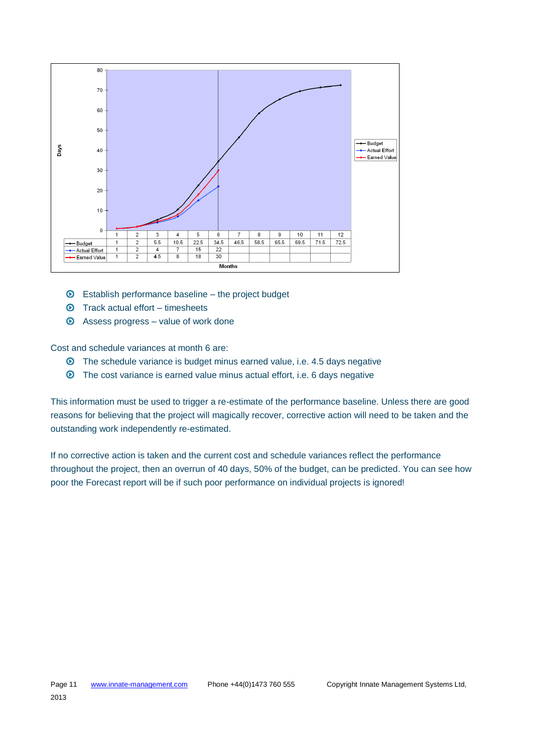| Months | 1 | 2 | 3 | 4 | 5 | 6 | 7 | 8 | 9 | 10 | 11 | 12 |
|---|---|---|---|---|---|---|---|---|---|---|---|---|
| Budget | 1 | 2 | 5.5 | 10.5 | 22.5 | 34.5 | 46.5 | 58.5 | 65.5 | 69.5 | 71.5 | 72.5 |
| Actual Effort | 1 | 2 | 4 | 7 | 15 | 22 | | | | | | |
| Earned Value | 1 | 2 | 4.5 | 8 | 18 | 30 | | | | | | |

- Establish performance baseline – the project budget
- Track actual effort – timesheets
- Assess progress – value of work done

Cost and schedule variances at month 6 are:

- The schedule variance is budget minus earned value, i.e. 4.5 days negative
- The cost variance is earned value minus actual effort, i.e. 6 days negative

This information must be used to trigger a re-estimate of the performance baseline. Unless there are good reasons for believing that the project will magically recover, corrective action will need to be taken and the outstanding work independently re-estimated.

If no corrective action is taken and the current cost and schedule variances reflect the performance throughout the project, then an overrun of 40 days, 50% of the budget, can be predicted. You can see how poor the Forecast report will be if such poor performance on individual projects is ignored!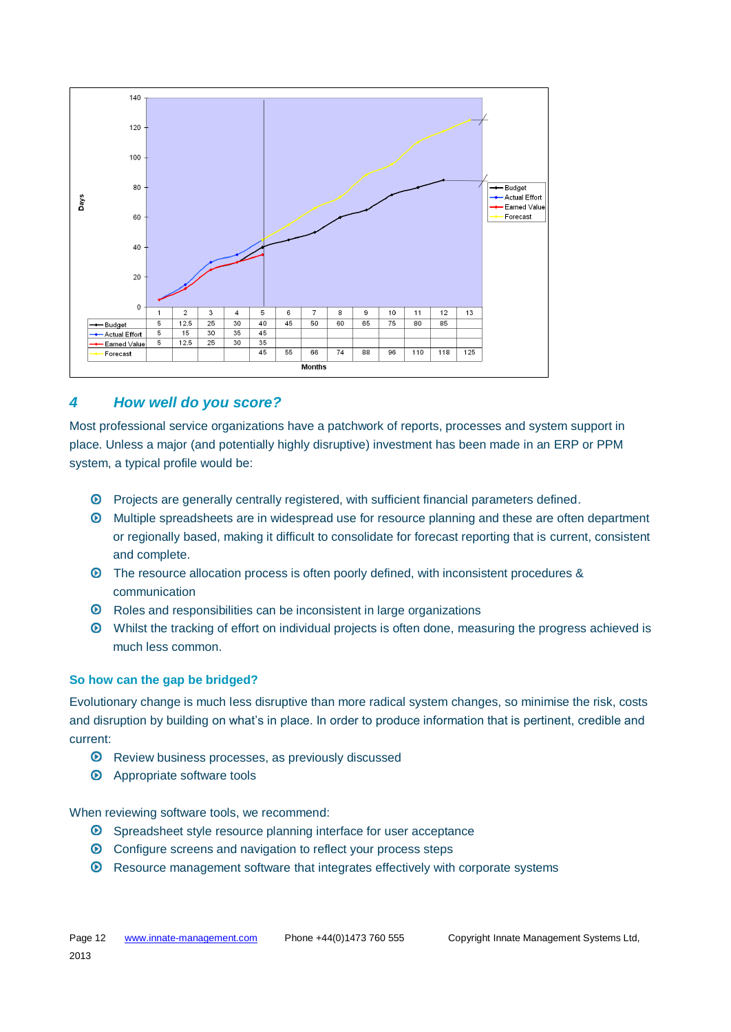| | 1 | 2 | 3 | 4 | 5 | 6 | 7 | 8 | 9 | 10 | 11 | 12 | 13 |
|---|---|---|---|---|---|---|---|---|---|---|---|---|---|
| Budget | 5 | 12.5 | 25 | 30 | 40 | 45 | 50 | 60 | 65 | 75 | 80 | 85 | |
| Actual Effort | 5 | 15 | 30 | 35 | 45 | | | | | | | | |
| Earned Value | 5 | 12.5 | 25 | 30 | 35 | | | | | | | | |
| Forecast | | | | | 45 | 55 | 66 | 74 | 88 | 96 | 110 | 118 | 125 |

Months

## 4 *How well do you score?*

Most professional service organizations have a patchwork of reports, processes and system support in place. Unless a major (and potentially highly disruptive) investment has been made in an ERP or PPM system, a typical profile would be:

- Projects are generally centrally registered, with sufficient financial parameters defined.
- Multiple spreadsheets are in widespread use for resource planning and these are often department or regionally based, making it difficult to consolidate for forecast reporting that is current, consistent and complete.
- The resource allocation process is often poorly defined, with inconsistent procedures & communication
- Roles and responsibilities can be inconsistent in large organizations
- Whilst the tracking of effort on individual projects is often done, measuring the progress achieved is much less common.

### So how can the gap be bridged?

Evolutionary change is much less disruptive than more radical system changes, so minimise the risk, costs and disruption by building on what's in place. In order to produce information that is pertinent, credible and current:

- Review business processes, as previously discussed
- Appropriate software tools

When reviewing software tools, we recommend:

- Spreadsheet style resource planning interface for user acceptance
- Configure screens and navigation to reflect your process steps
- Resource management software that integrates effectively with corporate systems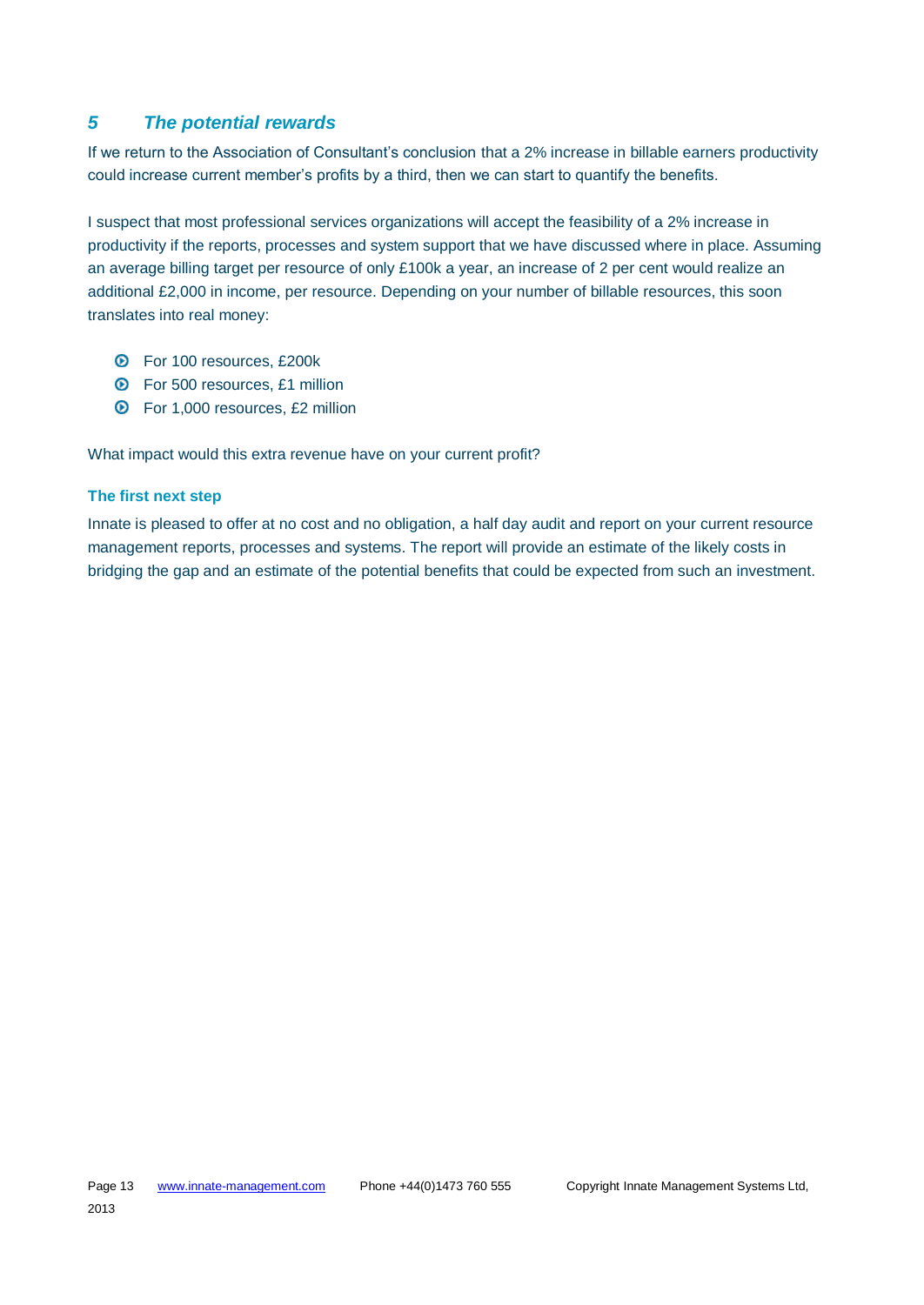## *5 The potential rewards*

If we return to the Association of Consultant's conclusion that a 2% increase in billable earners productivity could increase current member's profits by a third, then we can start to quantify the benefits.

I suspect that most professional services organizations will accept the feasibility of a 2% increase in productivity if the reports, processes and system support that we have discussed where in place. Assuming an average billing target per resource of only £100k a year, an increase of 2 per cent would realize an additional £2,000 in income, per resource. Depending on your number of billable resources, this soon translates into real money:

- For 100 resources, £200k
- For 500 resources, £1 million
- For 1,000 resources, £2 million

What impact would this extra revenue have on your current profit?

### The first next step

Innate is pleased to offer at no cost and no obligation, a half day audit and report on your current resource management reports, processes and systems. The report will provide an estimate of the likely costs in bridging the gap and an estimate of the potential benefits that could be expected from such an investment.